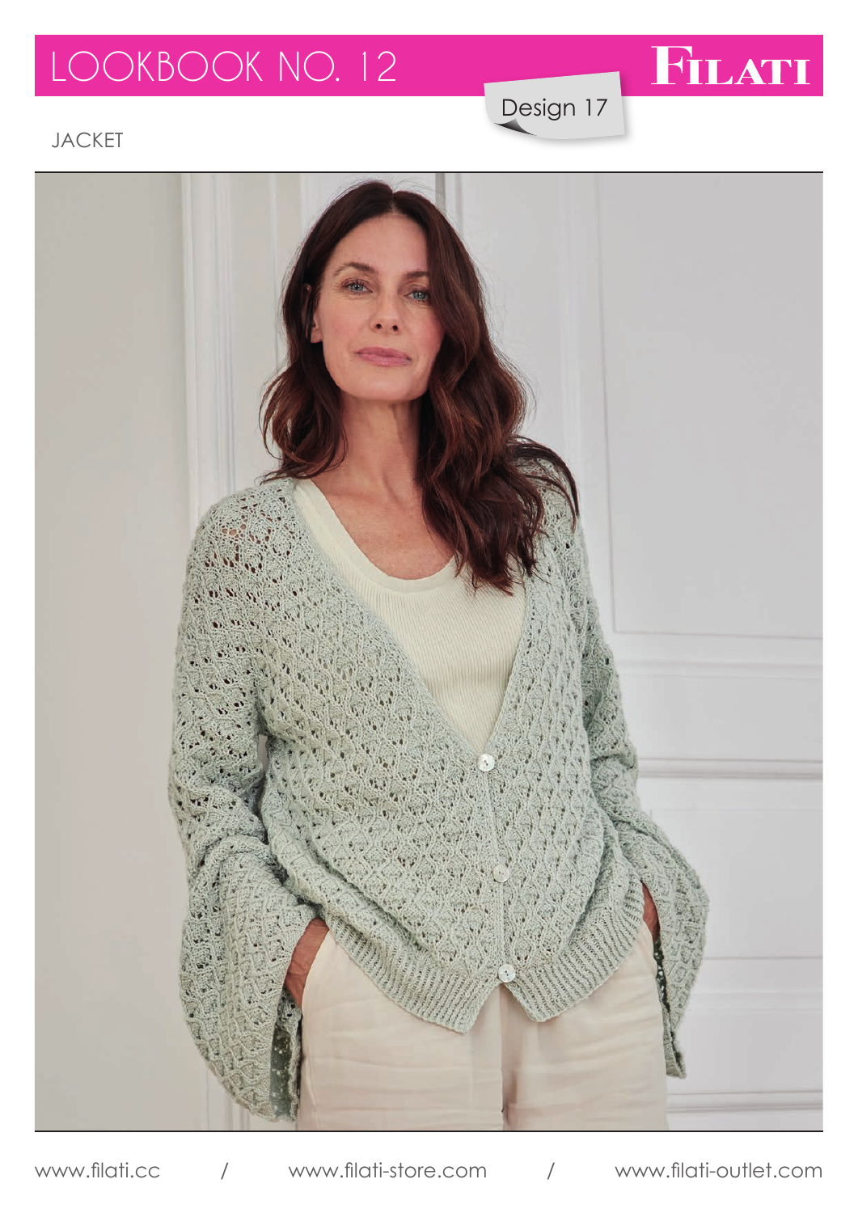# LOOKBOOK NO. 12

FILATI

Design 17

JACKET

www.filati.cc / www.filati-store.com / www.filati-outlet.com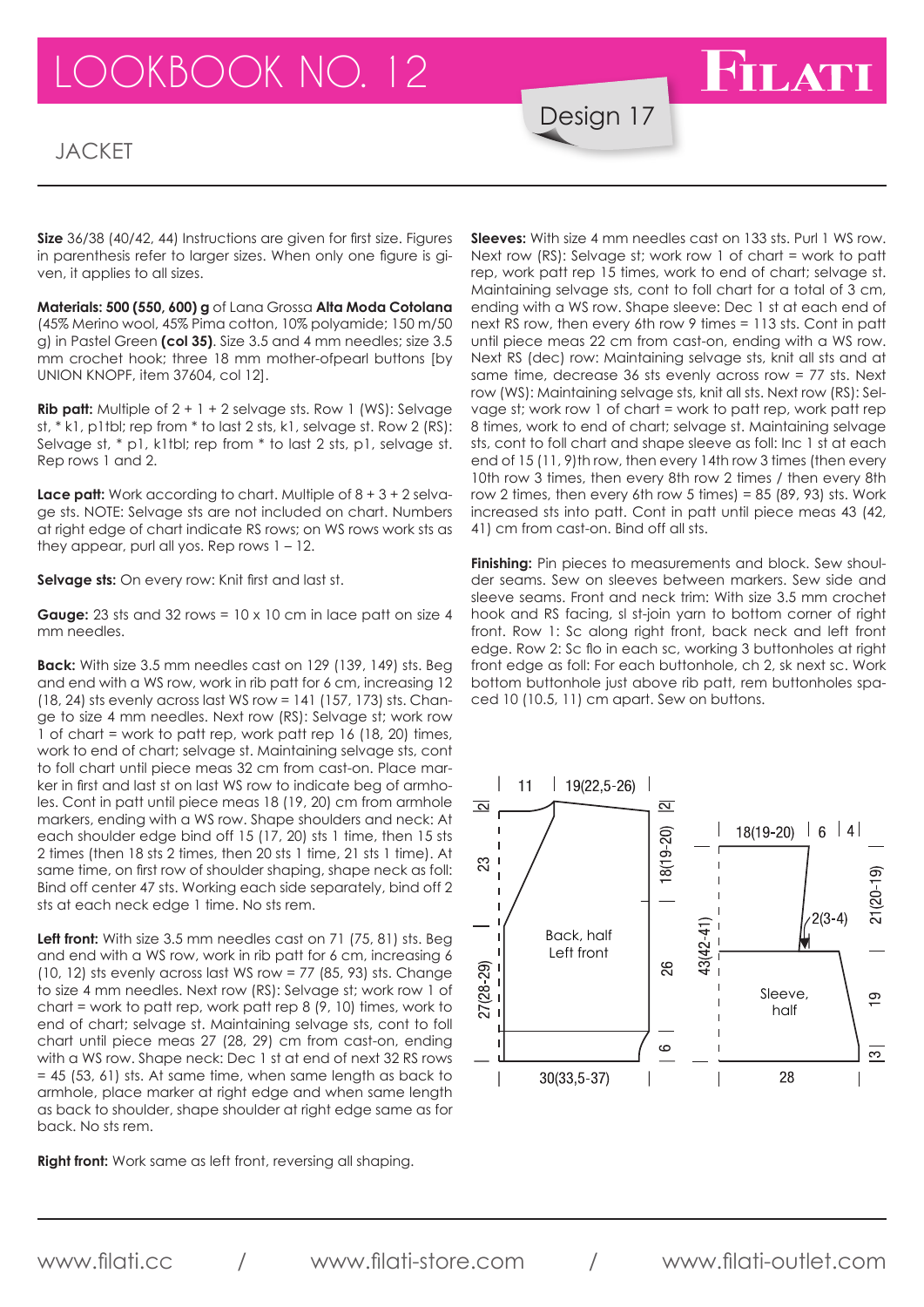# LOOKBOOK NO. 12

## Design 17

## JACKET

**Size** 36/38 (40/42, 44) Instructions are given for first size. Figures in parenthesis refer to larger sizes. When only one figure is given, it applies to all sizes.

**Materials: 500 (550, 600) g** of Lana Grossa **Alta Moda Cotolana** (45% Merino wool, 45% Pima cotton, 10% polyamide; 150 m/50 g) in Pastel Green **(col 35)**. Size 3.5 and 4 mm needles; size 3.5 mm crochet hook; three 18 mm mother-ofpearl buttons [by UNION KNOPF, item 37604, col 12].

**Rib patt:** Multiple of 2 + 1 + 2 selvage sts. Row 1 (WS): Selvage st, * k1, p1tbl; rep from * to last 2 sts, k1, selvage st. Row 2 (RS): Selvage st, * p1, k1tbl; rep from * to last 2 sts, p1, selvage st. Rep rows 1 and 2.

**Lace patt:** Work according to chart. Multiple of 8 + 3 + 2 selvage sts. NOTE: Selvage sts are not included on chart. Numbers at right edge of chart indicate RS rows; on WS rows work sts as they appear, purl all yos. Rep rows 1 – 12.

**Selvage sts:** On every row: Knit first and last st.

**Gauge:** 23 sts and 32 rows = 10 x 10 cm in lace patt on size 4 mm needles.

**Back:** With size 3.5 mm needles cast on 129 (139, 149) sts. Beg and end with a WS row, work in rib patt for 6 cm, increasing 12 (18, 24) sts evenly across last WS row = 141 (157, 173) sts. Change to size 4 mm needles. Next row (RS): Selvage st; work row 1 of chart = work to patt rep, work patt rep 16 (18, 20) times, work to end of chart; selvage st. Maintaining selvage sts, cont to foll chart until piece meas 32 cm from cast-on. Place marker in first and last st on last WS row to indicate beg of armholes. Cont in patt until piece meas 18 (19, 20) cm from armhole markers, ending with a WS row. Shape shoulders and neck: At each shoulder edge bind off 15 (17, 20) sts 1 time, then 15 sts 2 times (then 18 sts 2 times, then 20 sts 1 time, 21 sts 1 time). At same time, on first row of shoulder shaping, shape neck as foll: Bind off center 47 sts. Working each side separately, bind off 2 sts at each neck edge 1 time. No sts rem.

**Left front:** With size 3.5 mm needles cast on 71 (75, 81) sts. Beg and end with a WS row, work in rib patt for 6 cm, increasing 6 (10, 12) sts evenly across last WS row = 77 (85, 93) sts. Change to size 4 mm needles. Next row (RS): Selvage st; work row 1 of chart = work to patt rep, work patt rep 8 (9, 10) times, work to end of chart; selvage st. Maintaining selvage sts, cont to foll chart until piece meas 27 (28, 29) cm from cast-on, ending with a WS row. Shape neck: Dec 1 st at end of next 32 RS rows = 45 (53, 61) sts. At same time, when same length as back to armhole, place marker at right edge and when same length as back to shoulder, shape shoulder at right edge same as for back. No sts rem.

**Right front:** Work same as left front, reversing all shaping.

**Sleeves:** With size 4 mm needles cast on 133 sts. Purl 1 WS row. Next row (RS): Selvage st; work row 1 of chart = work to patt rep, work patt rep 15 times, work to end of chart; selvage st. Maintaining selvage sts, cont to foll chart for a total of 3 cm, ending with a WS row. Shape sleeve: Dec 1 st at each end of next RS row, then every 6th row 9 times = 113 sts. Cont in patt until piece meas 22 cm from cast-on, ending with a WS row. Next RS (dec) row: Maintaining selvage sts, knit all sts and at same time, decrease 36 sts evenly across row = 77 sts. Next row (WS): Maintaining selvage sts, knit all sts. Next row (RS): Selvage st; work row 1 of chart = work to patt rep, work patt rep 8 times, work to end of chart; selvage st. Maintaining selvage sts, cont to foll chart and shape sleeve as foll: Inc 1 st at each end of 15 (11, 9)th row, then every 14th row 3 times (then every 10th row 3 times, then every 8th row 2 times / then every 8th row 2 times, then every 6th row 5 times) = 85 (89, 93) sts. Work increased sts into patt. Cont in patt until piece meas 43 (42, 41) cm from cast-on. Bind off all sts.

**Finishing:** Pin pieces to measurements and block. Sew shoulder seams. Sew on sleeves between markers. Sew side and sleeve seams. Front and neck trim: With size 3.5 mm crochet hook and RS facing, sl st-join yarn to bottom corner of right front. Row 1: Sc along right front, back neck and left front edge. Row 2: Sc flo in each sc, working 3 buttonholes at right front edge as foll: For each buttonhole, ch 2, sk next sc. Work bottom buttonhole just above rib patt, rem buttonholes spaced 10 (10.5, 11) cm apart. Sew on buttons.

Back, half / Left front: 11 | 19(22,5-26) | 2 | 23 | 18(19-20) | 27(28-29) | 26 | 6 | 30(33,5-37)

Sleeve, half: 18(19-20) | 6 | 4 | 2(3-4) | 21(20-19) | 43(42-41) | 19 | 3 | 28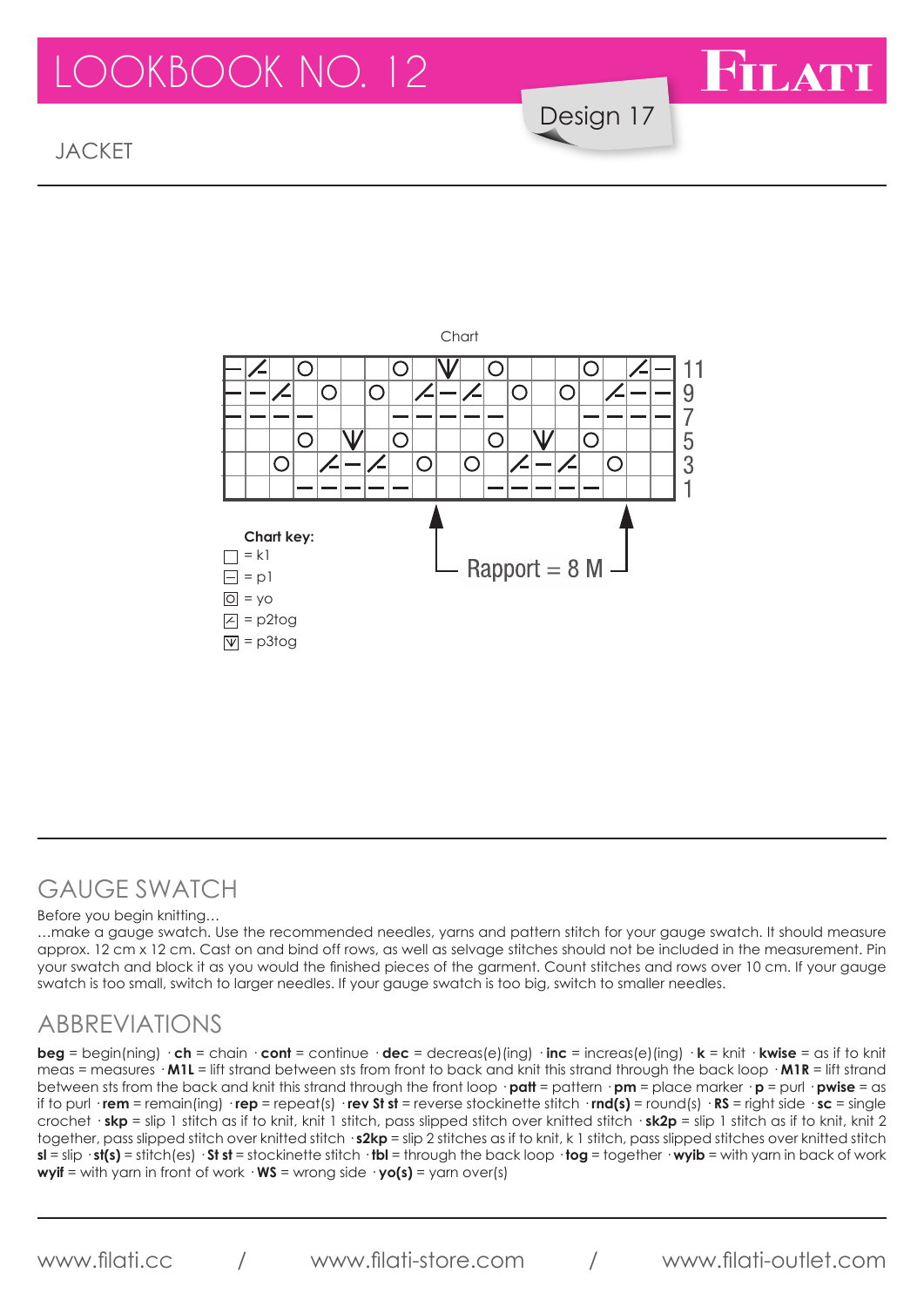# LOOKBOOK NO. 12

Design 17

JACKET

Chart

11
9
7
5
3
1

Rapport = 8 M

**Chart key:**

- = k1
- = p1
- = yo
- = p2tog
- = p3tog

## GAUGE SWATCH

Before you begin knitting…

…make a gauge swatch. Use the recommended needles, yarns and pattern stitch for your gauge swatch. It should measure approx. 12 cm x 12 cm. Cast on and bind off rows, as well as selvage stitches should not be included in the measurement. Pin your swatch and block it as you would the finished pieces of the garment. Count stitches and rows over 10 cm. If your gauge swatch is too small, switch to larger needles. If your gauge swatch is too big, switch to smaller needles.

## ABBREVIATIONS

**beg** = begin(ning) · **ch** = chain · **cont** = continue · **dec** = decreas(e)(ing) · **inc** = increas(e)(ing) · **k** = knit · **kwise** = as if to knit meas = measures · **M1L** = lift strand between sts from front to back and knit this strand through the back loop · **M1R** = lift strand between sts from the back and knit this strand through the front loop · **patt** = pattern · **pm** = place marker · **p** = purl · **pwise** = as if to purl · **rem** = remain(ing) · **rep** = repeat(s) · **rev St st** = reverse stockinette stitch · **rnd(s)** = round(s) · **RS** = right side · **sc** = single crochet · **skp** = slip 1 stitch as if to knit, knit 1 stitch, pass slipped stitch over knitted stitch · **sk2p** = slip 1 stitch as if to knit, knit 2 together, pass slipped stitch over knitted stitch · **s2kp** = slip 2 stitches as if to knit, k 1 stitch, pass slipped stitches over knitted stitch **sl** = slip · **st(s)** = stitch(es) · **St st** = stockinette stitch · **tbl** = through the back loop · **tog** = together · **wyib** = with yarn in back of work **wyif** = with yarn in front of work · **WS** = wrong side · **yo(s)** = yarn over(s)

www.filati.cc / www.filati-store.com / www.filati-outlet.com